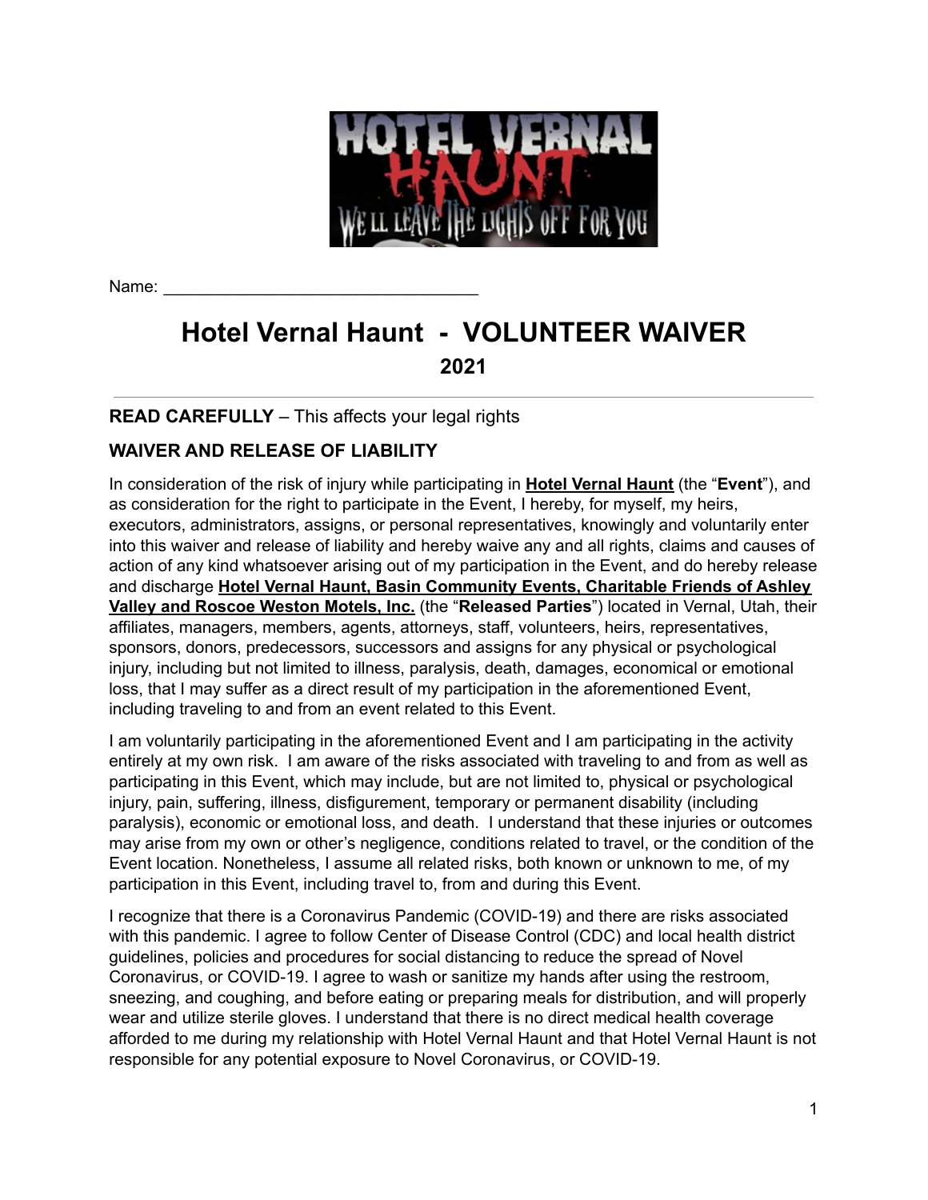Name: ________________________________

# Hotel Vernal Haunt - VOLUNTEER WAIVER

## 2021

---

**READ CAREFULLY** – This affects your legal rights

### WAIVER AND RELEASE OF LIABILITY

In consideration of the risk of injury while participating in **Hotel Vernal Haunt** (the "**Event**"), and as consideration for the right to participate in the Event, I hereby, for myself, my heirs, executors, administrators, assigns, or personal representatives, knowingly and voluntarily enter into this waiver and release of liability and hereby waive any and all rights, claims and causes of action of any kind whatsoever arising out of my participation in the Event, and do hereby release and discharge **Hotel Vernal Haunt, Basin Community Events, Charitable Friends of Ashley Valley and Roscoe Weston Motels, Inc.** (the "**Released Parties**") located in Vernal, Utah, their affiliates, managers, members, agents, attorneys, staff, volunteers, heirs, representatives, sponsors, donors, predecessors, successors and assigns for any physical or psychological injury, including but not limited to illness, paralysis, death, damages, economical or emotional loss, that I may suffer as a direct result of my participation in the aforementioned Event, including traveling to and from an event related to this Event.

I am voluntarily participating in the aforementioned Event and I am participating in the activity entirely at my own risk. I am aware of the risks associated with traveling to and from as well as participating in this Event, which may include, but are not limited to, physical or psychological injury, pain, suffering, illness, disfigurement, temporary or permanent disability (including paralysis), economic or emotional loss, and death. I understand that these injuries or outcomes may arise from my own or other's negligence, conditions related to travel, or the condition of the Event location. Nonetheless, I assume all related risks, both known or unknown to me, of my participation in this Event, including travel to, from and during this Event.

I recognize that there is a Coronavirus Pandemic (COVID-19) and there are risks associated with this pandemic. I agree to follow Center of Disease Control (CDC) and local health district guidelines, policies and procedures for social distancing to reduce the spread of Novel Coronavirus, or COVID-19. I agree to wash or sanitize my hands after using the restroom, sneezing, and coughing, and before eating or preparing meals for distribution, and will properly wear and utilize sterile gloves. I understand that there is no direct medical health coverage afforded to me during my relationship with Hotel Vernal Haunt and that Hotel Vernal Haunt is not responsible for any potential exposure to Novel Coronavirus, or COVID-19.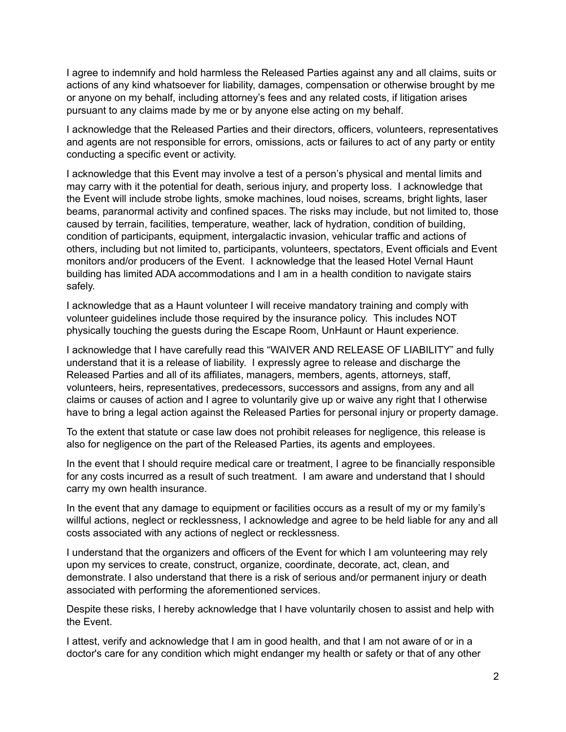I agree to indemnify and hold harmless the Released Parties against any and all claims, suits or actions of any kind whatsoever for liability, damages, compensation or otherwise brought by me or anyone on my behalf, including attorney's fees and any related costs, if litigation arises pursuant to any claims made by me or by anyone else acting on my behalf.

I acknowledge that the Released Parties and their directors, officers, volunteers, representatives and agents are not responsible for errors, omissions, acts or failures to act of any party or entity conducting a specific event or activity.

I acknowledge that this Event may involve a test of a person's physical and mental limits and may carry with it the potential for death, serious injury, and property loss. I acknowledge that the Event will include strobe lights, smoke machines, loud noises, screams, bright lights, laser beams, paranormal activity and confined spaces. The risks may include, but not limited to, those caused by terrain, facilities, temperature, weather, lack of hydration, condition of building, condition of participants, equipment, intergalactic invasion, vehicular traffic and actions of others, including but not limited to, participants, volunteers, spectators, Event officials and Event monitors and/or producers of the Event. I acknowledge that the leased Hotel Vernal Haunt building has limited ADA accommodations and I am in a health condition to navigate stairs safely.

I acknowledge that as a Haunt volunteer I will receive mandatory training and comply with volunteer guidelines include those required by the insurance policy. This includes NOT physically touching the guests during the Escape Room, UnHaunt or Haunt experience.

I acknowledge that I have carefully read this "WAIVER AND RELEASE OF LIABILITY" and fully understand that it is a release of liability. I expressly agree to release and discharge the Released Parties and all of its affiliates, managers, members, agents, attorneys, staff, volunteers, heirs, representatives, predecessors, successors and assigns, from any and all claims or causes of action and I agree to voluntarily give up or waive any right that I otherwise have to bring a legal action against the Released Parties for personal injury or property damage.

To the extent that statute or case law does not prohibit releases for negligence, this release is also for negligence on the part of the Released Parties, its agents and employees.

In the event that I should require medical care or treatment, I agree to be financially responsible for any costs incurred as a result of such treatment. I am aware and understand that I should carry my own health insurance.

In the event that any damage to equipment or facilities occurs as a result of my or my family's willful actions, neglect or recklessness, I acknowledge and agree to be held liable for any and all costs associated with any actions of neglect or recklessness.

I understand that the organizers and officers of the Event for which I am volunteering may rely upon my services to create, construct, organize, coordinate, decorate, act, clean, and demonstrate. I also understand that there is a risk of serious and/or permanent injury or death associated with performing the aforementioned services.

Despite these risks, I hereby acknowledge that I have voluntarily chosen to assist and help with the Event.

I attest, verify and acknowledge that I am in good health, and that I am not aware of or in a doctor's care for any condition which might endanger my health or safety or that of any other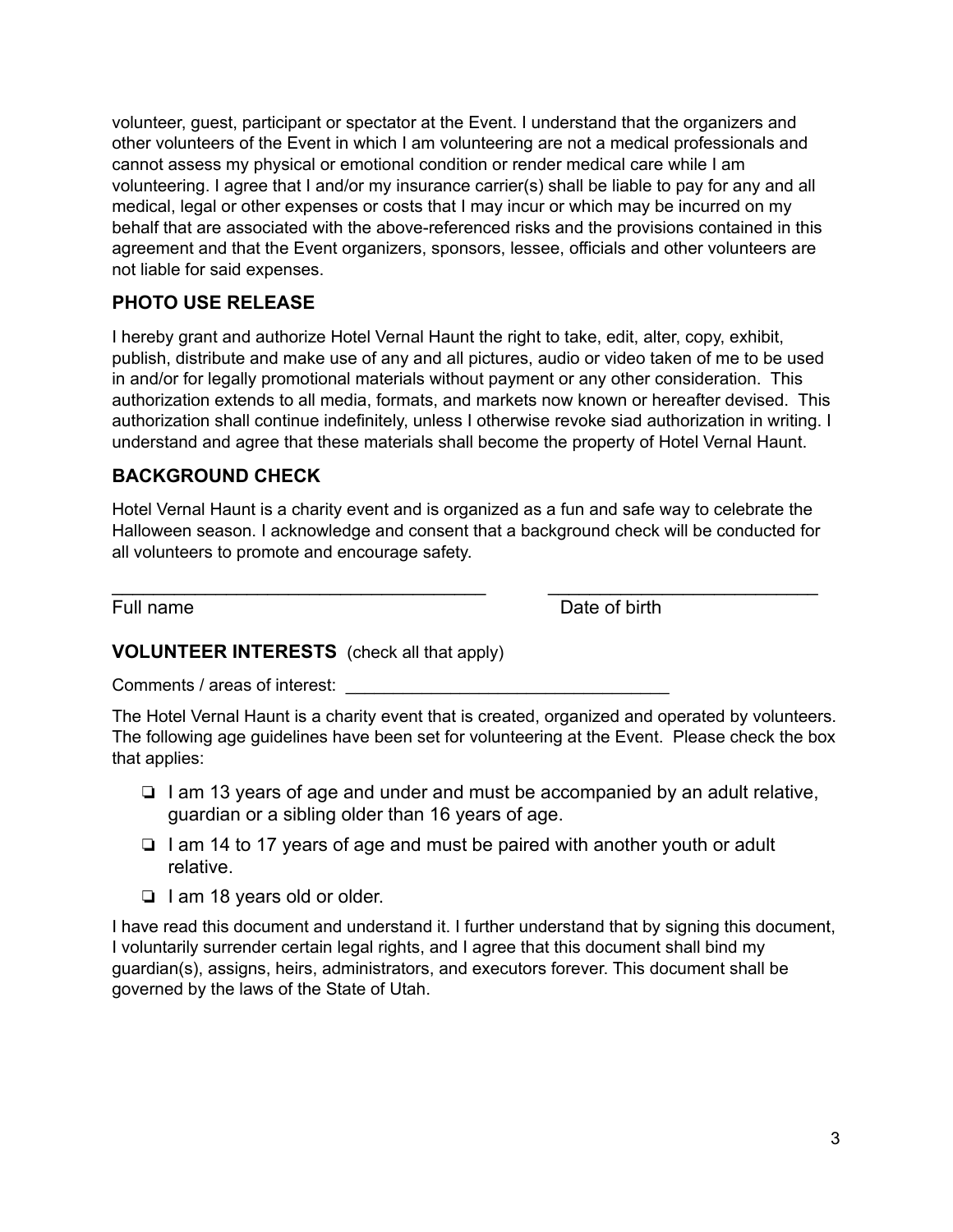volunteer, guest, participant or spectator at the Event. I understand that the organizers and other volunteers of the Event in which I am volunteering are not a medical professionals and cannot assess my physical or emotional condition or render medical care while I am volunteering. I agree that I and/or my insurance carrier(s) shall be liable to pay for any and all medical, legal or other expenses or costs that I may incur or which may be incurred on my behalf that are associated with the above-referenced risks and the provisions contained in this agreement and that the Event organizers, sponsors, lessee, officials and other volunteers are not liable for said expenses.

### PHOTO USE RELEASE

I hereby grant and authorize Hotel Vernal Haunt the right to take, edit, alter, copy, exhibit, publish, distribute and make use of any and all pictures, audio or video taken of me to be used in and/or for legally promotional materials without payment or any other consideration. This authorization extends to all media, formats, and markets now known or hereafter devised. This authorization shall continue indefinitely, unless I otherwise revoke siad authorization in writing. I understand and agree that these materials shall become the property of Hotel Vernal Haunt.

### BACKGROUND CHECK

Hotel Vernal Haunt is a charity event and is organized as a fun and safe way to celebrate the Halloween season. I acknowledge and consent that a background check will be conducted for all volunteers to promote and encourage safety.

_______________________________________ ____________________________

Full name Date of birth

### VOLUNTEER INTERESTS (check all that apply)

Comments / areas of interest: __________________________________

The Hotel Vernal Haunt is a charity event that is created, organized and operated by volunteers. The following age guidelines have been set for volunteering at the Event. Please check the box that applies:

- ❏ I am 13 years of age and under and must be accompanied by an adult relative, guardian or a sibling older than 16 years of age.
- ❏ I am 14 to 17 years of age and must be paired with another youth or adult relative.
- ❏ I am 18 years old or older.

I have read this document and understand it. I further understand that by signing this document, I voluntarily surrender certain legal rights, and I agree that this document shall bind my guardian(s), assigns, heirs, administrators, and executors forever. This document shall be governed by the laws of the State of Utah.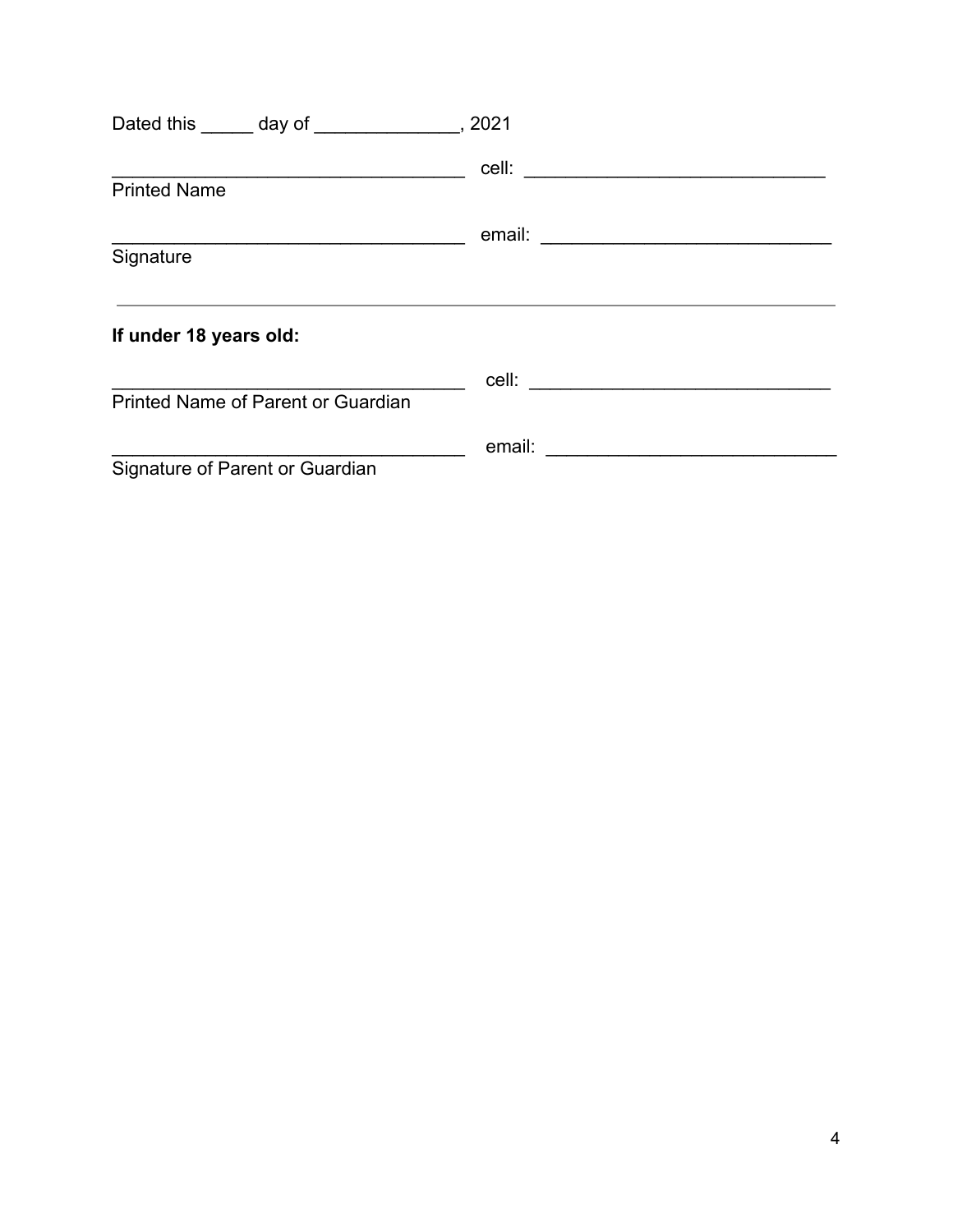Dated this _____ day of ______________, 2021

_________________________________ cell: _____________________________
Printed Name

_________________________________ email: ____________________________
Signature

---

**If under 18 years old:**

_________________________________ cell: _____________________________
Printed Name of Parent or Guardian

_________________________________ email: ____________________________
Signature of Parent or Guardian